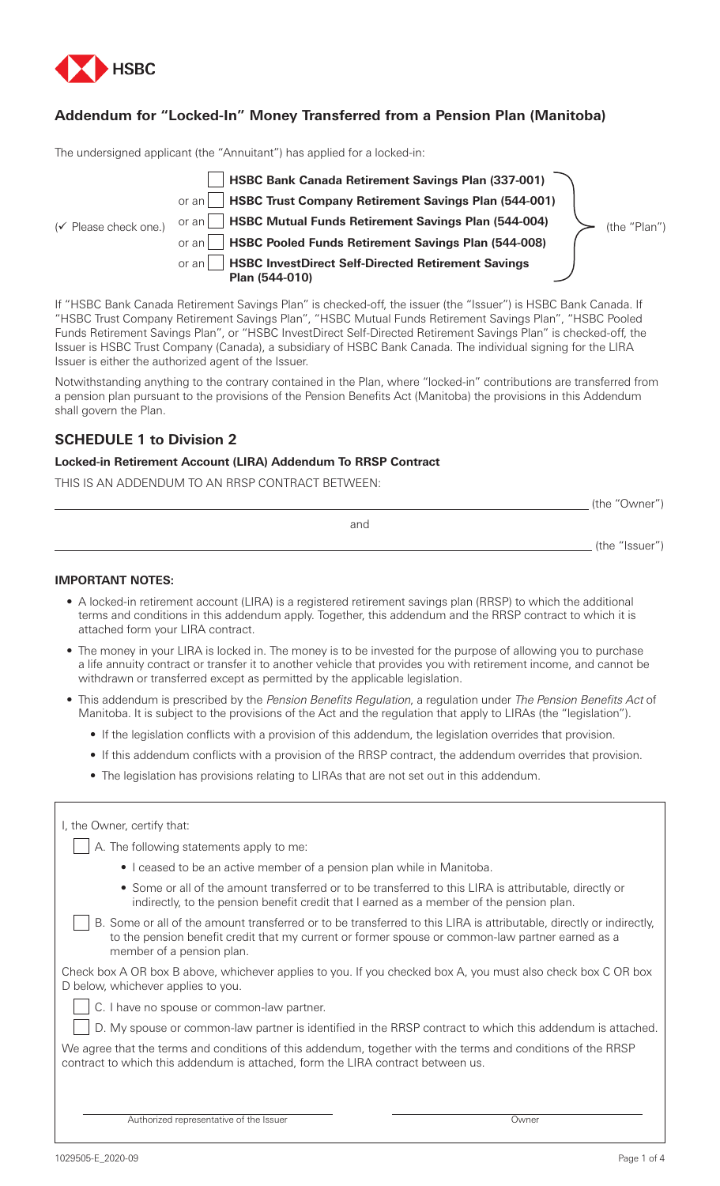# Addendum for "Locked-In" Money Transferred from a Pension Plan (Manitoba)

The undersigned applicant (the "Annuitant") has applied for a locked-in:

(✓ Please check one.)

- ☐ **HSBC Bank Canada Retirement Savings Plan (337-001)**
- or an ☐ **HSBC Trust Company Retirement Savings Plan (544-001)**
- or an ☐ **HSBC Mutual Funds Retirement Savings Plan (544-004)**
- or an ☐ **HSBC Pooled Funds Retirement Savings Plan (544-008)**
- or an ☐ **HSBC InvestDirect Self-Directed Retirement Savings Plan (544-010)**

(the "Plan")

If "HSBC Bank Canada Retirement Savings Plan" is checked-off, the issuer (the "Issuer") is HSBC Bank Canada. If "HSBC Trust Company Retirement Savings Plan", "HSBC Mutual Funds Retirement Savings Plan", "HSBC Pooled Funds Retirement Savings Plan", or "HSBC InvestDirect Self-Directed Retirement Savings Plan" is checked-off, the Issuer is HSBC Trust Company (Canada), a subsidiary of HSBC Bank Canada. The individual signing for the LIRA Issuer is either the authorized agent of the Issuer.

Notwithstanding anything to the contrary contained in the Plan, where "locked-in" contributions are transferred from a pension plan pursuant to the provisions of the Pension Benefits Act (Manitoba) the provisions in this Addendum shall govern the Plan.

## SCHEDULE 1 to Division 2

### Locked-in Retirement Account (LIRA) Addendum To RRSP Contract

THIS IS AN ADDENDUM TO AN RRSP CONTRACT BETWEEN:

_______________________________________________ (the "Owner")

and

_______________________________________________ (the "Issuer")

**IMPORTANT NOTES:**

- A locked-in retirement account (LIRA) is a registered retirement savings plan (RRSP) to which the additional terms and conditions in this addendum apply. Together, this addendum and the RRSP contract to which it is attached form your LIRA contract.
- The money in your LIRA is locked in. The money is to be invested for the purpose of allowing you to purchase a life annuity contract or transfer it to another vehicle that provides you with retirement income, and cannot be withdrawn or transferred except as permitted by the applicable legislation.
- This addendum is prescribed by the *Pension Benefits Regulation*, a regulation under *The Pension Benefits Act* of Manitoba. It is subject to the provisions of the Act and the regulation that apply to LIRAs (the "legislation").
  - If the legislation conflicts with a provision of this addendum, the legislation overrides that provision.
  - If this addendum conflicts with a provision of the RRSP contract, the addendum overrides that provision.
  - The legislation has provisions relating to LIRAs that are not set out in this addendum.

I, the Owner, certify that:

☐ A. The following statements apply to me:

- I ceased to be an active member of a pension plan while in Manitoba.
- Some or all of the amount transferred or to be transferred to this LIRA is attributable, directly or indirectly, to the pension benefit credit that I earned as a member of the pension plan.

☐ B. Some or all of the amount transferred or to be transferred to this LIRA is attributable, directly or indirectly, to the pension benefit credit that my current or former spouse or common-law partner earned as a member of a pension plan.

Check box A OR box B above, whichever applies to you. If you checked box A, you must also check box C OR box D below, whichever applies to you.

☐ C. I have no spouse or common-law partner.

☐ D. My spouse or common-law partner is identified in the RRSP contract to which this addendum is attached.

We agree that the terms and conditions of this addendum, together with the terms and conditions of the RRSP contract to which this addendum is attached, form the LIRA contract between us.

_______________________________ Authorized representative of the Issuer

_______________________________ Owner

1029505-E_2020-09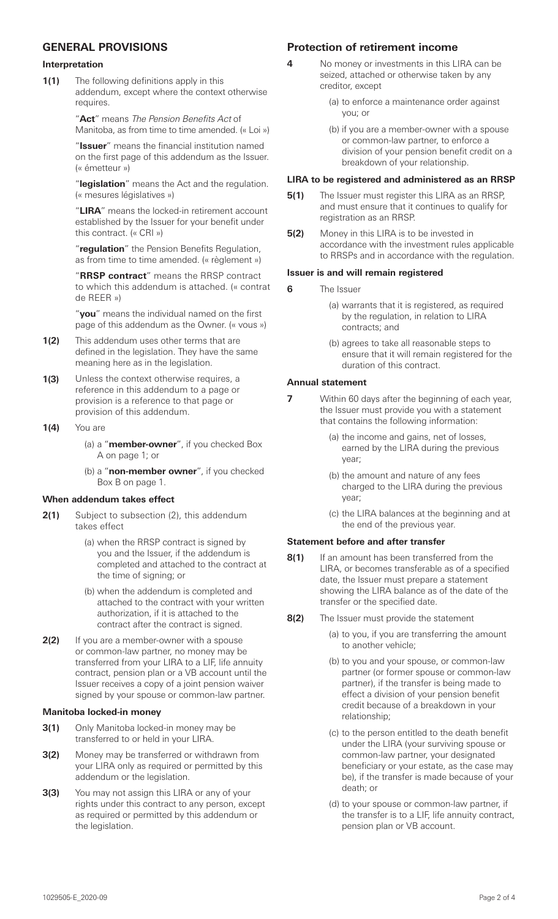## GENERAL PROVISIONS

### Interpretation

**1(1)** The following definitions apply in this addendum, except where the context otherwise requires.

"**Act**" means *The Pension Benefits Act* of Manitoba, as from time to time amended. (« Loi »)

"**Issuer**" means the financial institution named on the first page of this addendum as the Issuer. (« émetteur »)

"**legislation**" means the Act and the regulation. (« mesures législatives »)

"**LIRA**" means the locked-in retirement account established by the Issuer for your benefit under this contract. (« CRI »)

"**regulation**" the Pension Benefits Regulation, as from time to time amended. (« règlement »)

"**RRSP contract**" means the RRSP contract to which this addendum is attached. (« contrat de REER »)

"**you**" means the individual named on the first page of this addendum as the Owner. (« vous »)

**1(2)** This addendum uses other terms that are defined in the legislation. They have the same meaning here as in the legislation.

**1(3)** Unless the context otherwise requires, a reference in this addendum to a page or provision is a reference to that page or provision of this addendum.

**1(4)** You are

(a) a "**member-owner**", if you checked Box A on page 1; or

(b) a "**non-member owner**", if you checked Box B on page 1.

### When addendum takes effect

**2(1)** Subject to subsection (2), this addendum takes effect

(a) when the RRSP contract is signed by you and the Issuer, if the addendum is completed and attached to the contract at the time of signing; or

(b) when the addendum is completed and attached to the contract with your written authorization, if it is attached to the contract after the contract is signed.

**2(2)** If you are a member-owner with a spouse or common-law partner, no money may be transferred from your LIRA to a LIF, life annuity contract, pension plan or a VB account until the Issuer receives a copy of a joint pension waiver signed by your spouse or common-law partner.

### Manitoba locked-in money

**3(1)** Only Manitoba locked-in money may be transferred to or held in your LIRA.

**3(2)** Money may be transferred or withdrawn from your LIRA only as required or permitted by this addendum or the legislation.

**3(3)** You may not assign this LIRA or any of your rights under this contract to any person, except as required or permitted by this addendum or the legislation.

### Protection of retirement income

**4** No money or investments in this LIRA can be seized, attached or otherwise taken by any creditor, except

(a) to enforce a maintenance order against you; or

(b) if you are a member-owner with a spouse or common-law partner, to enforce a division of your pension benefit credit on a breakdown of your relationship.

### LIRA to be registered and administered as an RRSP

**5(1)** The Issuer must register this LIRA as an RRSP, and must ensure that it continues to qualify for registration as an RRSP.

**5(2)** Money in this LIRA is to be invested in accordance with the investment rules applicable to RRSPs and in accordance with the regulation.

### Issuer is and will remain registered

**6** The Issuer

(a) warrants that it is registered, as required by the regulation, in relation to LIRA contracts; and

(b) agrees to take all reasonable steps to ensure that it will remain registered for the duration of this contract.

### Annual statement

**7** Within 60 days after the beginning of each year, the Issuer must provide you with a statement that contains the following information:

(a) the income and gains, net of losses, earned by the LIRA during the previous year;

(b) the amount and nature of any fees charged to the LIRA during the previous year;

(c) the LIRA balances at the beginning and at the end of the previous year.

### Statement before and after transfer

**8(1)** If an amount has been transferred from the LIRA, or becomes transferable as of a specified date, the Issuer must prepare a statement showing the LIRA balance as of the date of the transfer or the specified date.

**8(2)** The Issuer must provide the statement

(a) to you, if you are transferring the amount to another vehicle;

(b) to you and your spouse, or common-law partner (or former spouse or common-law partner), if the transfer is being made to effect a division of your pension benefit credit because of a breakdown in your relationship;

(c) to the person entitled to the death benefit under the LIRA (your surviving spouse or common-law partner, your designated beneficiary or your estate, as the case may be), if the transfer is made because of your death; or

(d) to your spouse or common-law partner, if the transfer is to a LIF, life annuity contract, pension plan or VB account.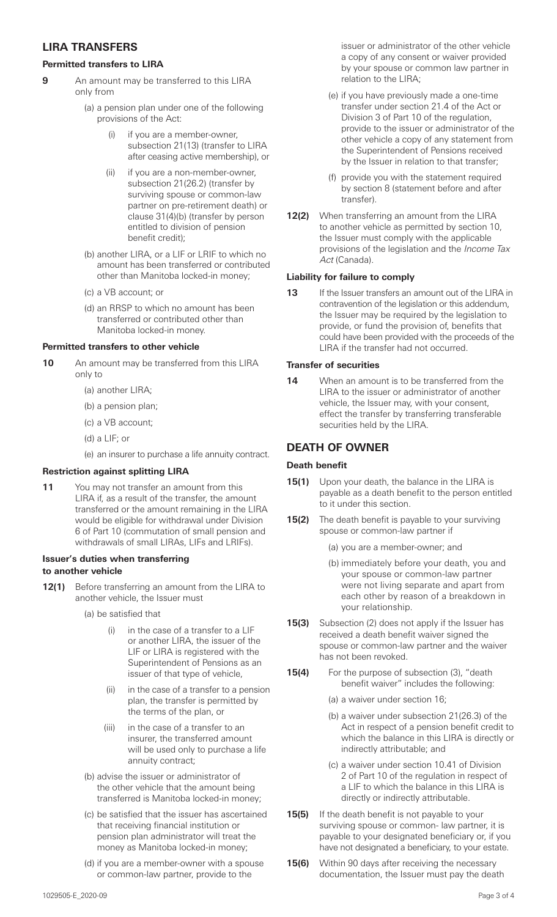## LIRA TRANSFERS

### Permitted transfers to LIRA

**9** An amount may be transferred to this LIRA only from

- (a) a pension plan under one of the following provisions of the Act:
  - (i) if you are a member-owner, subsection 21(13) (transfer to LIRA after ceasing active membership), or
  - (ii) if you are a non-member-owner, subsection 21(26.2) (transfer by surviving spouse or common-law partner on pre-retirement death) or clause 31(4)(b) (transfer by person entitled to division of pension benefit credit);
- (b) another LIRA, or a LIF or LRIF to which no amount has been transferred or contributed other than Manitoba locked-in money;
- (c) a VB account; or
- (d) an RRSP to which no amount has been transferred or contributed other than Manitoba locked-in money.

### Permitted transfers to other vehicle

**10** An amount may be transferred from this LIRA only to

- (a) another LIRA;
- (b) a pension plan;
- (c) a VB account;
- (d) a LIF; or
- (e) an insurer to purchase a life annuity contract.

### Restriction against splitting LIRA

**11** You may not transfer an amount from this LIRA if, as a result of the transfer, the amount transferred or the amount remaining in the LIRA would be eligible for withdrawal under Division 6 of Part 10 (commutation of small pension and withdrawals of small LIRAs, LIFs and LRIFs).

### Issuer's duties when transferring to another vehicle

**12(1)** Before transferring an amount from the LIRA to another vehicle, the Issuer must

- (a) be satisfied that
  - (i) in the case of a transfer to a LIF or another LIRA, the issuer of the LIF or LIRA is registered with the Superintendent of Pensions as an issuer of that type of vehicle,
  - (ii) in the case of a transfer to a pension plan, the transfer is permitted by the terms of the plan, or
  - (iii) in the case of a transfer to an insurer, the transferred amount will be used only to purchase a life annuity contract;
- (b) advise the issuer or administrator of the other vehicle that the amount being transferred is Manitoba locked-in money;
- (c) be satisfied that the issuer has ascertained that receiving financial institution or pension plan administrator will treat the money as Manitoba locked-in money;
- (d) if you are a member-owner with a spouse or common-law partner, provide to the issuer or administrator of the other vehicle a copy of any consent or waiver provided by your spouse or common law partner in relation to the LIRA;
- (e) if you have previously made a one-time transfer under section 21.4 of the Act or Division 3 of Part 10 of the regulation, provide to the issuer or administrator of the other vehicle a copy of any statement from the Superintendent of Pensions received by the Issuer in relation to that transfer;
- (f) provide you with the statement required by section 8 (statement before and after transfer).

**12(2)** When transferring an amount from the LIRA to another vehicle as permitted by section 10, the Issuer must comply with the applicable provisions of the legislation and the *Income Tax Act* (Canada).

### Liability for failure to comply

**13** If the Issuer transfers an amount out of the LIRA in contravention of the legislation or this addendum, the Issuer may be required by the legislation to provide, or fund the provision of, benefits that could have been provided with the proceeds of the LIRA if the transfer had not occurred.

### Transfer of securities

**14** When an amount is to be transferred from the LIRA to the issuer or administrator of another vehicle, the Issuer may, with your consent, effect the transfer by transferring transferable securities held by the LIRA.

## DEATH OF OWNER

### Death benefit

**15(1)** Upon your death, the balance in the LIRA is payable as a death benefit to the person entitled to it under this section.

**15(2)** The death benefit is payable to your surviving spouse or common-law partner if

- (a) you are a member-owner; and
- (b) immediately before your death, you and your spouse or common-law partner were not living separate and apart from each other by reason of a breakdown in your relationship.

**15(3)** Subsection (2) does not apply if the Issuer has received a death benefit waiver signed the spouse or common-law partner and the waiver has not been revoked.

**15(4)** For the purpose of subsection (3), "death benefit waiver" includes the following:

- (a) a waiver under section 16;
- (b) a waiver under subsection 21(26.3) of the Act in respect of a pension benefit credit to which the balance in this LIRA is directly or indirectly attributable; and
- (c) a waiver under section 10.41 of Division 2 of Part 10 of the regulation in respect of a LIF to which the balance in this LIRA is directly or indirectly attributable.

**15(5)** If the death benefit is not payable to your surviving spouse or common- law partner, it is payable to your designated beneficiary or, if you have not designated a beneficiary, to your estate.

**15(6)** Within 90 days after receiving the necessary documentation, the Issuer must pay the death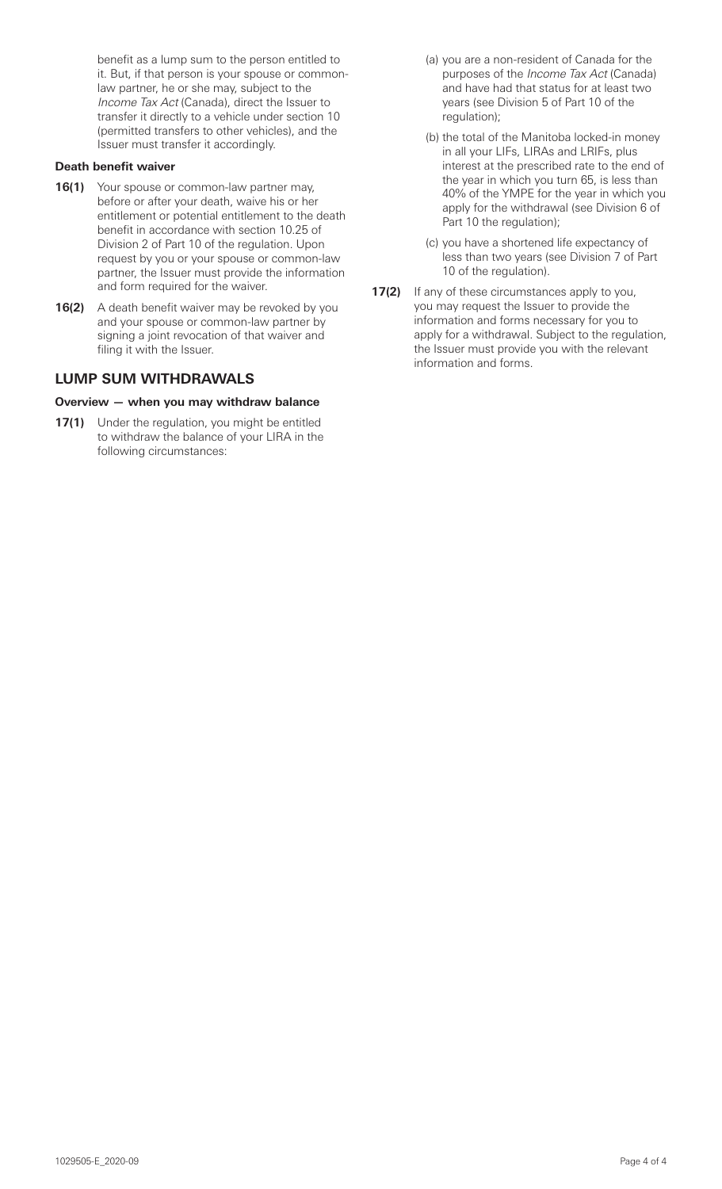benefit as a lump sum to the person entitled to it. But, if that person is your spouse or common-law partner, he or she may, subject to the *Income Tax Act* (Canada), direct the Issuer to transfer it directly to a vehicle under section 10 (permitted transfers to other vehicles), and the Issuer must transfer it accordingly.

**Death benefit waiver**

**16(1)** Your spouse or common-law partner may, before or after your death, waive his or her entitlement or potential entitlement to the death benefit in accordance with section 10.25 of Division 2 of Part 10 of the regulation. Upon request by you or your spouse or common-law partner, the Issuer must provide the information and form required for the waiver.

**16(2)** A death benefit waiver may be revoked by you and your spouse or common-law partner by signing a joint revocation of that waiver and filing it with the Issuer.

## LUMP SUM WITHDRAWALS

**Overview — when you may withdraw balance**

**17(1)** Under the regulation, you might be entitled to withdraw the balance of your LIRA in the following circumstances:

(a) you are a non-resident of Canada for the purposes of the *Income Tax Act* (Canada) and have had that status for at least two years (see Division 5 of Part 10 of the regulation);

(b) the total of the Manitoba locked-in money in all your LIFs, LIRAs and LRIFs, plus interest at the prescribed rate to the end of the year in which you turn 65, is less than 40% of the YMPE for the year in which you apply for the withdrawal (see Division 6 of Part 10 the regulation);

(c) you have a shortened life expectancy of less than two years (see Division 7 of Part 10 of the regulation).

**17(2)** If any of these circumstances apply to you, you may request the Issuer to provide the information and forms necessary for you to apply for a withdrawal. Subject to the regulation, the Issuer must provide you with the relevant information and forms.